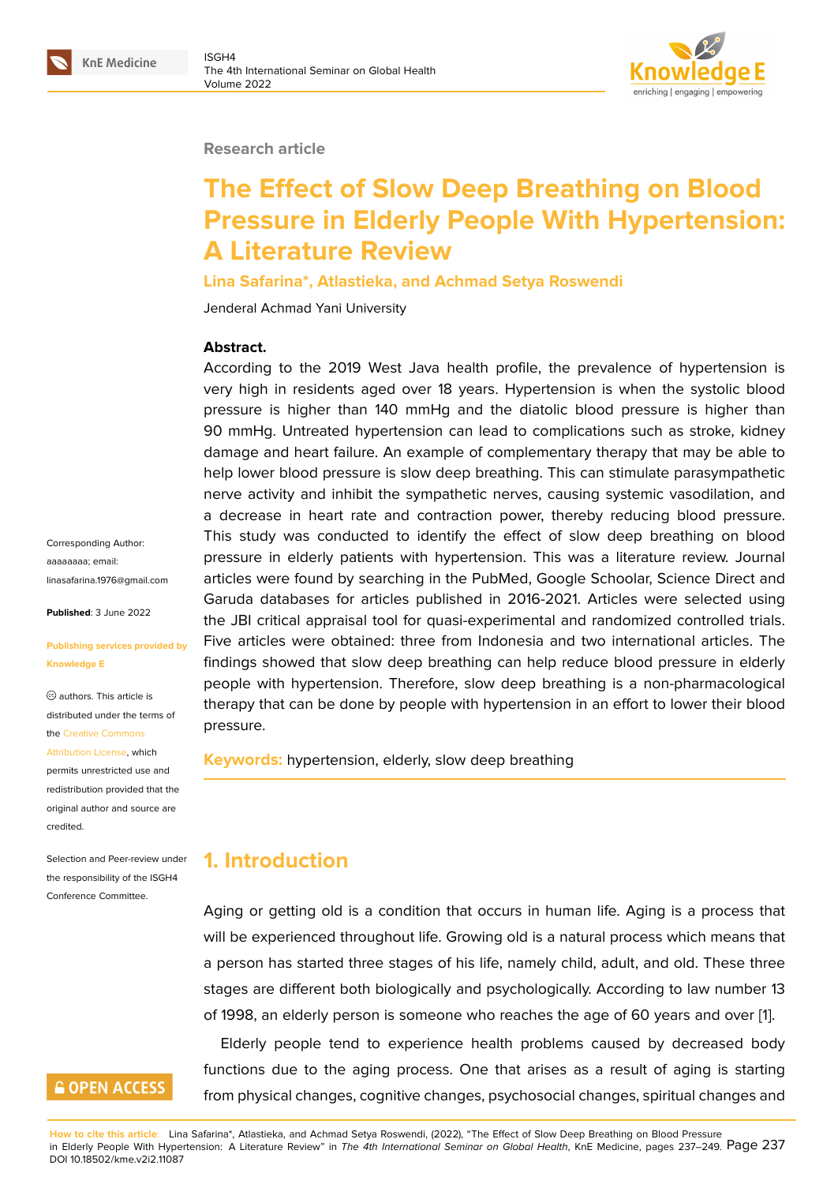Research article

# The Effect of Slow Deep Breathing on Blood Pressure in Elderly People With Hypertension: A Literature Review

**Lina Safarina*, Atlastieka, and Achmad Setya Roswendi**

Jenderal Achmad Yani University

Corresponding Author: aaaaaaaa; email: linasafarina.1976@gmail.com

**Published**: 3 June 2022

**Publishing services provided by Knowledge E**

© authors. This article is distributed under the terms of the Creative Commons Attribution License, which permits unrestricted use and redistribution provided that the original author and source are credited.

Selection and Peer-review under the responsibility of the ISGH4 Conference Committee.

**Abstract.**

According to the 2019 West Java health profile, the prevalence of hypertension is very high in residents aged over 18 years. Hypertension is when the systolic blood pressure is higher than 140 mmHg and the diatolic blood pressure is higher than 90 mmHg. Untreated hypertension can lead to complications such as stroke, kidney damage and heart failure. An example of complementary therapy that may be able to help lower blood pressure is slow deep breathing. This can stimulate parasympathetic nerve activity and inhibit the sympathetic nerves, causing systemic vasodilation, and a decrease in heart rate and contraction power, thereby reducing blood pressure. This study was conducted to identify the effect of slow deep breathing on blood pressure in elderly patients with hypertension. This was a literature review. Journal articles were found by searching in the PubMed, Google Schoolar, Science Direct and Garuda databases for articles published in 2016-2021. Articles were selected using the JBI critical appraisal tool for quasi-experimental and randomized controlled trials. Five articles were obtained: three from Indonesia and two international articles. The findings showed that slow deep breathing can help reduce blood pressure in elderly people with hypertension. Therefore, slow deep breathing is a non-pharmacological therapy that can be done by people with hypertension in an effort to lower their blood pressure.

**Keywords:** hypertension, elderly, slow deep breathing

## 1. Introduction

Aging or getting old is a condition that occurs in human life. Aging is a process that will be experienced throughout life. Growing old is a natural process which means that a person has started three stages of his life, namely child, adult, and old. These three stages are different both biologically and psychologically. According to law number 13 of 1998, an elderly person is someone who reaches the age of 60 years and over [1].

Elderly people tend to experience health problems caused by decreased body functions due to the aging process. One that arises as a result of aging is starting from physical changes, cognitive changes, psychosocial changes, spiritual changes and

**How to cite this article**: Lina Safarina*, Atlastieka, and Achmad Setya Roswendi, (2022), "The Effect of Slow Deep Breathing on Blood Pressure in Elderly People With Hypertension: A Literature Review" in *The 4th International Seminar on Global Health*, KnE Medicine, pages 237–249. DOI 10.18502/kme.v2i2.11087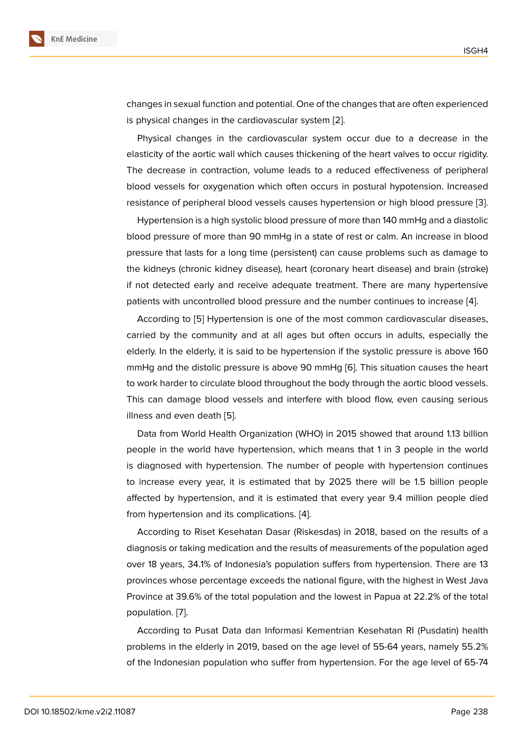changes in sexual function and potential. One of the changes that are often experienced is physical changes in the cardiovascular system [2].

Physical changes in the cardiovascular system occur due to a decrease in the elasticity of the aortic wall which causes thickening of the heart valves to occur rigidity. The decrease in contraction, volume leads to a reduced effectiveness of peripheral blood vessels for oxygenation which often occurs in postural hypotension. Increased resistance of peripheral blood vessels causes hypertension or high blood pressure [3].

Hypertension is a high systolic blood pressure of more than 140 mmHg and a diastolic blood pressure of more than 90 mmHg in a state of rest or calm. An increase in blood pressure that lasts for a long time (persistent) can cause problems such as damage to the kidneys (chronic kidney disease), heart (coronary heart disease) and brain (stroke) if not detected early and receive adequate treatment. There are many hypertensive patients with uncontrolled blood pressure and the number continues to increase [4].

According to [5] Hypertension is one of the most common cardiovascular diseases, carried by the community and at all ages but often occurs in adults, especially the elderly. In the elderly, it is said to be hypertension if the systolic pressure is above 160 mmHg and the distolic pressure is above 90 mmHg [6]. This situation causes the heart to work harder to circulate blood throughout the body through the aortic blood vessels. This can damage blood vessels and interfere with blood flow, even causing serious illness and even death [5].

Data from World Health Organization (WHO) in 2015 showed that around 1.13 billion people in the world have hypertension, which means that 1 in 3 people in the world is diagnosed with hypertension. The number of people with hypertension continues to increase every year, it is estimated that by 2025 there will be 1.5 billion people affected by hypertension, and it is estimated that every year 9.4 million people died from hypertension and its complications. [4].

According to Riset Kesehatan Dasar (Riskesdas) in 2018, based on the results of a diagnosis or taking medication and the results of measurements of the population aged over 18 years, 34.1% of Indonesia's population suffers from hypertension. There are 13 provinces whose percentage exceeds the national figure, with the highest in West Java Province at 39.6% of the total population and the lowest in Papua at 22.2% of the total population. [7].

According to Pusat Data dan Informasi Kementrian Kesehatan RI (Pusdatin) health problems in the elderly in 2019, based on the age level of 55-64 years, namely 55.2% of the Indonesian population who suffer from hypertension. For the age level of 65-74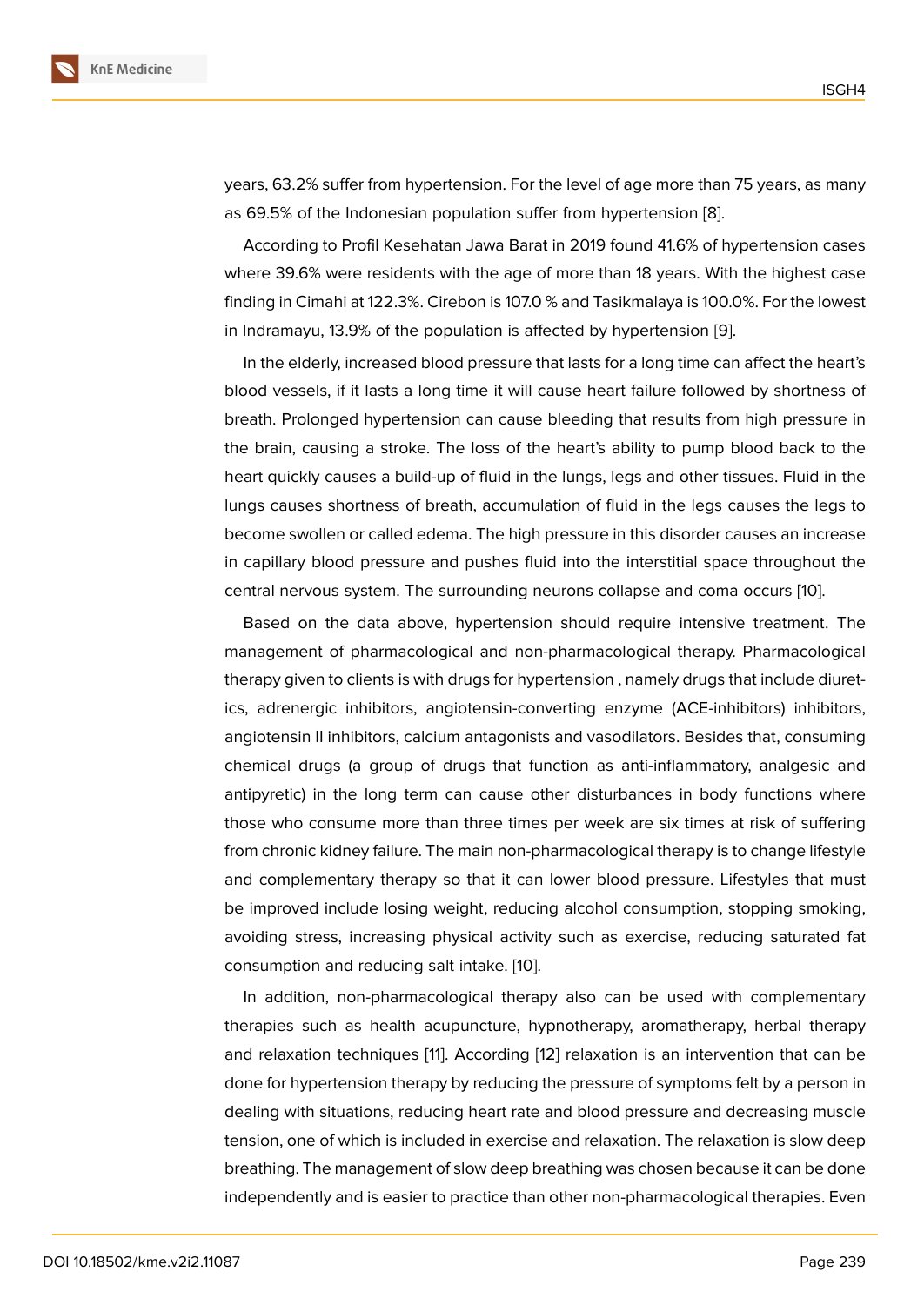years, 63.2% suffer from hypertension. For the level of age more than 75 years, as many as 69.5% of the Indonesian population suffer from hypertension [8].

According to Profil Kesehatan Jawa Barat in 2019 found 41.6% of hypertension cases where 39.6% were residents with the age of more than 18 years. With the highest case finding in Cimahi at 122.3%. Cirebon is 107.0 % and Tasikmalaya is 100.0%. For the lowest in Indramayu, 13.9% of the population is affected by hypertension [9].

In the elderly, increased blood pressure that lasts for a long time can affect the heart's blood vessels, if it lasts a long time it will cause heart failure followed by shortness of breath. Prolonged hypertension can cause bleeding that results from high pressure in the brain, causing a stroke. The loss of the heart's ability to pump blood back to the heart quickly causes a build-up of fluid in the lungs, legs and other tissues. Fluid in the lungs causes shortness of breath, accumulation of fluid in the legs causes the legs to become swollen or called edema. The high pressure in this disorder causes an increase in capillary blood pressure and pushes fluid into the interstitial space throughout the central nervous system. The surrounding neurons collapse and coma occurs [10].

Based on the data above, hypertension should require intensive treatment. The management of pharmacological and non-pharmacological therapy. Pharmacological therapy given to clients is with drugs for hypertension , namely drugs that include diuretics, adrenergic inhibitors, angiotensin-converting enzyme (ACE-inhibitors) inhibitors, angiotensin II inhibitors, calcium antagonists and vasodilators. Besides that, consuming chemical drugs (a group of drugs that function as anti-inflammatory, analgesic and antipyretic) in the long term can cause other disturbances in body functions where those who consume more than three times per week are six times at risk of suffering from chronic kidney failure. The main non-pharmacological therapy is to change lifestyle and complementary therapy so that it can lower blood pressure. Lifestyles that must be improved include losing weight, reducing alcohol consumption, stopping smoking, avoiding stress, increasing physical activity such as exercise, reducing saturated fat consumption and reducing salt intake. [10].

In addition, non-pharmacological therapy also can be used with complementary therapies such as health acupuncture, hypnotherapy, aromatherapy, herbal therapy and relaxation techniques [11]. According [12] relaxation is an intervention that can be done for hypertension therapy by reducing the pressure of symptoms felt by a person in dealing with situations, reducing heart rate and blood pressure and decreasing muscle tension, one of which is included in exercise and relaxation. The relaxation is slow deep breathing. The management of slow deep breathing was chosen because it can be done independently and is easier to practice than other non-pharmacological therapies. Even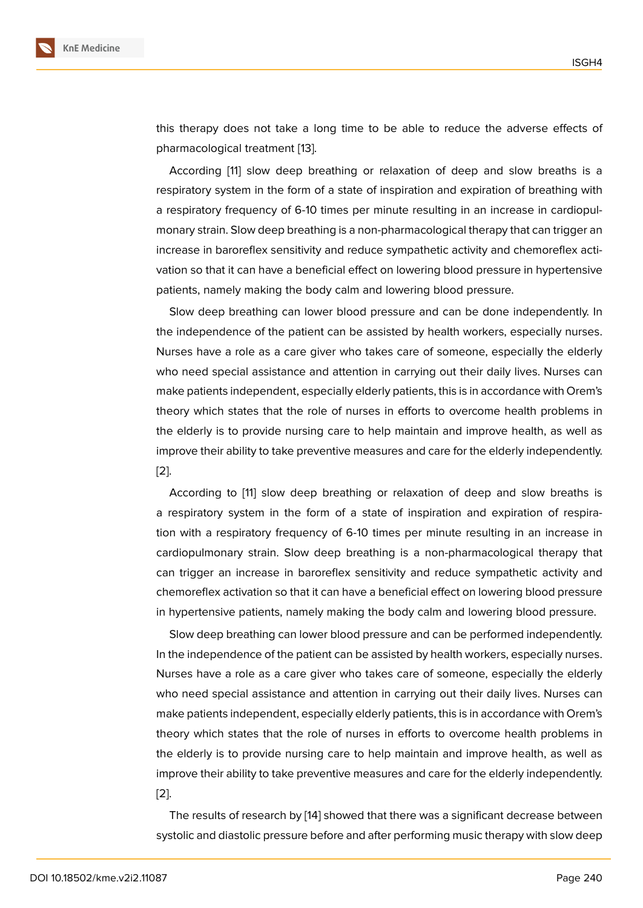this therapy does not take a long time to be able to reduce the adverse effects of pharmacological treatment [13].

According [11] slow deep breathing or relaxation of deep and slow breaths is a respiratory system in the form of a state of inspiration and expiration of breathing with a respiratory frequency of 6-10 times per minute resulting in an increase in cardiopulmonary strain. Slow deep breathing is a non-pharmacological therapy that can trigger an increase in baroreflex sensitivity and reduce sympathetic activity and chemoreflex activation so that it can have a beneficial effect on lowering blood pressure in hypertensive patients, namely making the body calm and lowering blood pressure.

Slow deep breathing can lower blood pressure and can be done independently. In the independence of the patient can be assisted by health workers, especially nurses. Nurses have a role as a care giver who takes care of someone, especially the elderly who need special assistance and attention in carrying out their daily lives. Nurses can make patients independent, especially elderly patients, this is in accordance with Orem's theory which states that the role of nurses in efforts to overcome health problems in the elderly is to provide nursing care to help maintain and improve health, as well as improve their ability to take preventive measures and care for the elderly independently. [2].

According to [11] slow deep breathing or relaxation of deep and slow breaths is a respiratory system in the form of a state of inspiration and expiration of respiration with a respiratory frequency of 6-10 times per minute resulting in an increase in cardiopulmonary strain. Slow deep breathing is a non-pharmacological therapy that can trigger an increase in baroreflex sensitivity and reduce sympathetic activity and chemoreflex activation so that it can have a beneficial effect on lowering blood pressure in hypertensive patients, namely making the body calm and lowering blood pressure.

Slow deep breathing can lower blood pressure and can be performed independently. In the independence of the patient can be assisted by health workers, especially nurses. Nurses have a role as a care giver who takes care of someone, especially the elderly who need special assistance and attention in carrying out their daily lives. Nurses can make patients independent, especially elderly patients, this is in accordance with Orem's theory which states that the role of nurses in efforts to overcome health problems in the elderly is to provide nursing care to help maintain and improve health, as well as improve their ability to take preventive measures and care for the elderly independently. [2].

The results of research by [14] showed that there was a significant decrease between systolic and diastolic pressure before and after performing music therapy with slow deep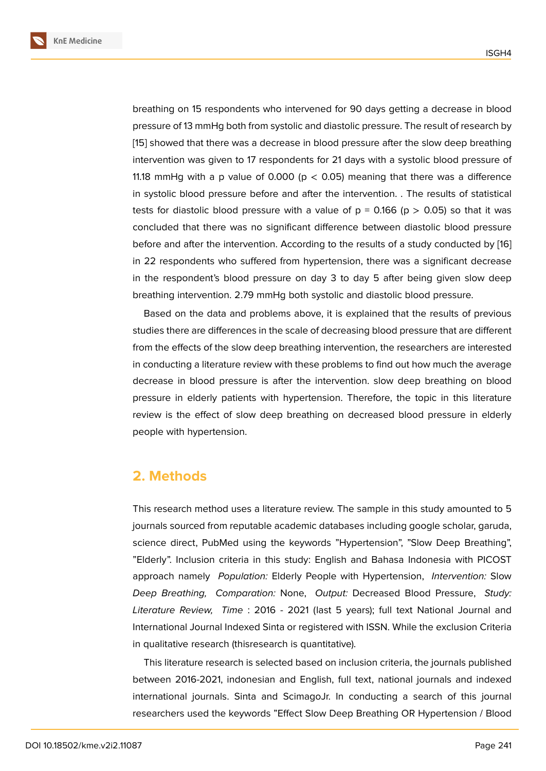breathing on 15 respondents who intervened for 90 days getting a decrease in blood pressure of 13 mmHg both from systolic and diastolic pressure. The result of research by [15] showed that there was a decrease in blood pressure after the slow deep breathing intervention was given to 17 respondents for 21 days with a systolic blood pressure of 11.18 mmHg with a p value of 0.000 ($p < 0.05$) meaning that there was a difference in systolic blood pressure before and after the intervention. . The results of statistical tests for diastolic blood pressure with a value of p = 0.166 ($p > 0.05$) so that it was concluded that there was no significant difference between diastolic blood pressure before and after the intervention. According to the results of a study conducted by [16] in 22 respondents who suffered from hypertension, there was a significant decrease in the respondent's blood pressure on day 3 to day 5 after being given slow deep breathing intervention. 2.79 mmHg both systolic and diastolic blood pressure.

Based on the data and problems above, it is explained that the results of previous studies there are differences in the scale of decreasing blood pressure that are different from the effects of the slow deep breathing intervention, the researchers are interested in conducting a literature review with these problems to find out how much the average decrease in blood pressure is after the intervention. slow deep breathing on blood pressure in elderly patients with hypertension. Therefore, the topic in this literature review is the effect of slow deep breathing on decreased blood pressure in elderly people with hypertension.

## 2. Methods

This research method uses a literature review. The sample in this study amounted to 5 journals sourced from reputable academic databases including google scholar, garuda, science direct, PubMed using the keywords "Hypertension", "Slow Deep Breathing", "Elderly". Inclusion criteria in this study: English and Bahasa Indonesia with PICOST approach namely *Population:* Elderly People with Hypertension, *Intervention:* Slow *Deep Breathing, Comparation:* None, *Output:* Decreased Blood Pressure, *Study: Literature Review, Time* : 2016 - 2021 (last 5 years); full text National Journal and International Journal Indexed Sinta or registered with ISSN. While the exclusion Criteria in qualitative research (thisresearch is quantitative).

This literature research is selected based on inclusion criteria, the journals published between 2016-2021, indonesian and English, full text, national journals and indexed international journals. Sinta and ScimagoJr. In conducting a search of this journal researchers used the keywords "Effect Slow Deep Breathing OR Hypertension / Blood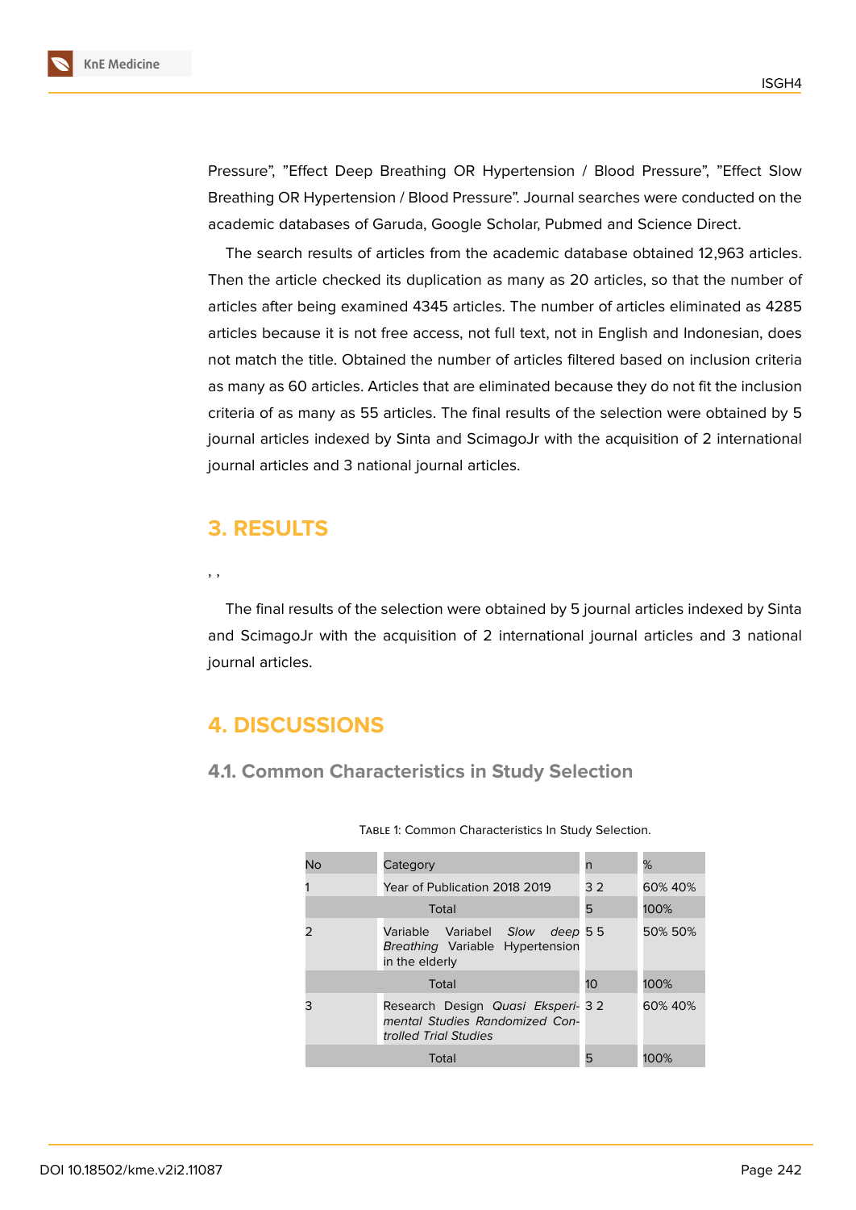Pressure", "Effect Deep Breathing OR Hypertension / Blood Pressure", "Effect Slow Breathing OR Hypertension / Blood Pressure". Journal searches were conducted on the academic databases of Garuda, Google Scholar, Pubmed and Science Direct.

The search results of articles from the academic database obtained 12,963 articles. Then the article checked its duplication as many as 20 articles, so that the number of articles after being examined 4345 articles. The number of articles eliminated as 4285 articles because it is not free access, not full text, not in English and Indonesian, does not match the title. Obtained the number of articles filtered based on inclusion criteria as many as 60 articles. Articles that are eliminated because they do not fit the inclusion criteria of as many as 55 articles. The final results of the selection were obtained by 5 journal articles indexed by Sinta and ScimagoJr with the acquisition of 2 international journal articles and 3 national journal articles.

# 3. RESULTS

, ,

The final results of the selection were obtained by 5 journal articles indexed by Sinta and ScimagoJr with the acquisition of 2 international journal articles and 3 national journal articles.

# 4. DISCUSSIONS

## 4.1. Common Characteristics in Study Selection

Table 1: Common Characteristics In Study Selection.

| No | Category | n | % |
|---|---|---|---|
| 1 | Year of Publication 2018 2019 | 3 2 | 60% 40% |
| | Total | 5 | 100% |
| 2 | Variable Variabel *Slow deep Breathing* Variable Hypertension in the elderly | 5 5 | 50% 50% |
| | Total | 10 | 100% |
| 3 | Research Design *Quasi Eksperimental Studies Randomized Controlled Trial Studies* | 3 2 | 60% 40% |
| | Total | 5 | 100% |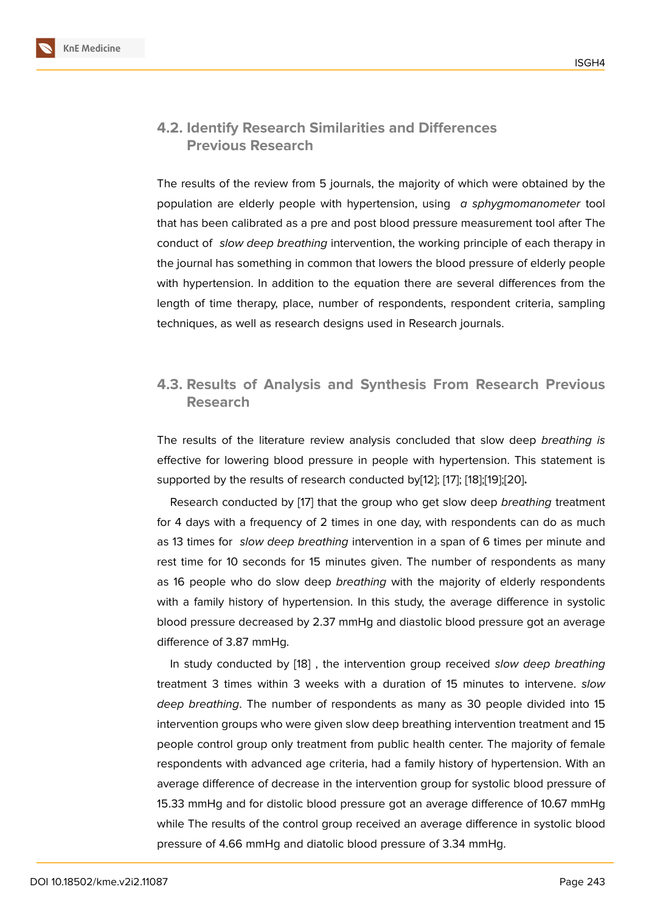## 4.2. Identify Research Similarities and Differences Previous Research

The results of the review from 5 journals, the majority of which were obtained by the population are elderly people with hypertension, using *a sphygmomanometer* tool that has been calibrated as a pre and post blood pressure measurement tool after The conduct of *slow deep breathing* intervention, the working principle of each therapy in the journal has something in common that lowers the blood pressure of elderly people with hypertension. In addition to the equation there are several differences from the length of time therapy, place, number of respondents, respondent criteria, sampling techniques, as well as research designs used in Research journals.

## 4.3. Results of Analysis and Synthesis From Research Previous Research

The results of the literature review analysis concluded that slow deep *breathing is* effective for lowering blood pressure in people with hypertension. This statement is supported by the results of research conducted by[12]; [17]; [18];[19];[20]**.**

Research conducted by [17] that the group who get slow deep *breathing* treatment for 4 days with a frequency of 2 times in one day, with respondents can do as much as 13 times for *slow deep breathing* intervention in a span of 6 times per minute and rest time for 10 seconds for 15 minutes given. The number of respondents as many as 16 people who do slow deep *breathing* with the majority of elderly respondents with a family history of hypertension. In this study, the average difference in systolic blood pressure decreased by 2.37 mmHg and diastolic blood pressure got an average difference of 3.87 mmHg.

In study conducted by [18] , the intervention group received *slow deep breathing* treatment 3 times within 3 weeks with a duration of 15 minutes to intervene. *slow deep breathing*. The number of respondents as many as 30 people divided into 15 intervention groups who were given slow deep breathing intervention treatment and 15 people control group only treatment from public health center. The majority of female respondents with advanced age criteria, had a family history of hypertension. With an average difference of decrease in the intervention group for systolic blood pressure of 15.33 mmHg and for distolic blood pressure got an average difference of 10.67 mmHg while The results of the control group received an average difference in systolic blood pressure of 4.66 mmHg and diatolic blood pressure of 3.34 mmHg.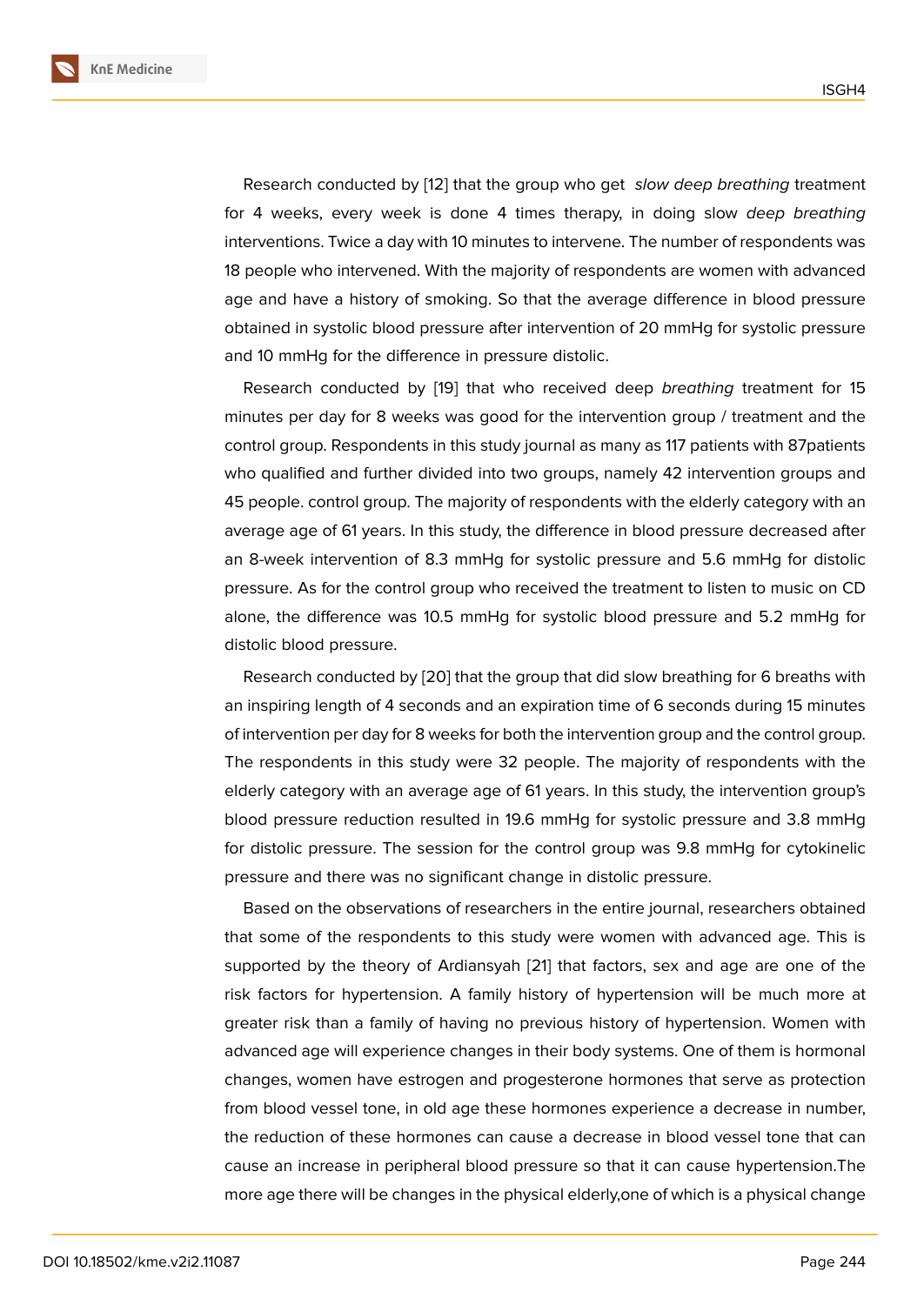Research conducted by [12] that the group who get *slow deep breathing* treatment for 4 weeks, every week is done 4 times therapy, in doing slow *deep breathing* interventions. Twice a day with 10 minutes to intervene. The number of respondents was 18 people who intervened. With the majority of respondents are women with advanced age and have a history of smoking. So that the average difference in blood pressure obtained in systolic blood pressure after intervention of 20 mmHg for systolic pressure and 10 mmHg for the difference in pressure distolic.

Research conducted by [19] that who received deep *breathing* treatment for 15 minutes per day for 8 weeks was good for the intervention group / treatment and the control group. Respondents in this study journal as many as 117 patients with 87patients who qualified and further divided into two groups, namely 42 intervention groups and 45 people. control group. The majority of respondents with the elderly category with an average age of 61 years. In this study, the difference in blood pressure decreased after an 8-week intervention of 8.3 mmHg for systolic pressure and 5.6 mmHg for distolic pressure. As for the control group who received the treatment to listen to music on CD alone, the difference was 10.5 mmHg for systolic blood pressure and 5.2 mmHg for distolic blood pressure.

Research conducted by [20] that the group that did slow breathing for 6 breaths with an inspiring length of 4 seconds and an expiration time of 6 seconds during 15 minutes of intervention per day for 8 weeks for both the intervention group and the control group. The respondents in this study were 32 people. The majority of respondents with the elderly category with an average age of 61 years. In this study, the intervention group's blood pressure reduction resulted in 19.6 mmHg for systolic pressure and 3.8 mmHg for distolic pressure. The session for the control group was 9.8 mmHg for cytokinelic pressure and there was no significant change in distolic pressure.

Based on the observations of researchers in the entire journal, researchers obtained that some of the respondents to this study were women with advanced age. This is supported by the theory of Ardiansyah [21] that factors, sex and age are one of the risk factors for hypertension. A family history of hypertension will be much more at greater risk than a family of having no previous history of hypertension. Women with advanced age will experience changes in their body systems. One of them is hormonal changes, women have estrogen and progesterone hormones that serve as protection from blood vessel tone, in old age these hormones experience a decrease in number, the reduction of these hormones can cause a decrease in blood vessel tone that can cause an increase in peripheral blood pressure so that it can cause hypertension.The more age there will be changes in the physical elderly,one of which is a physical change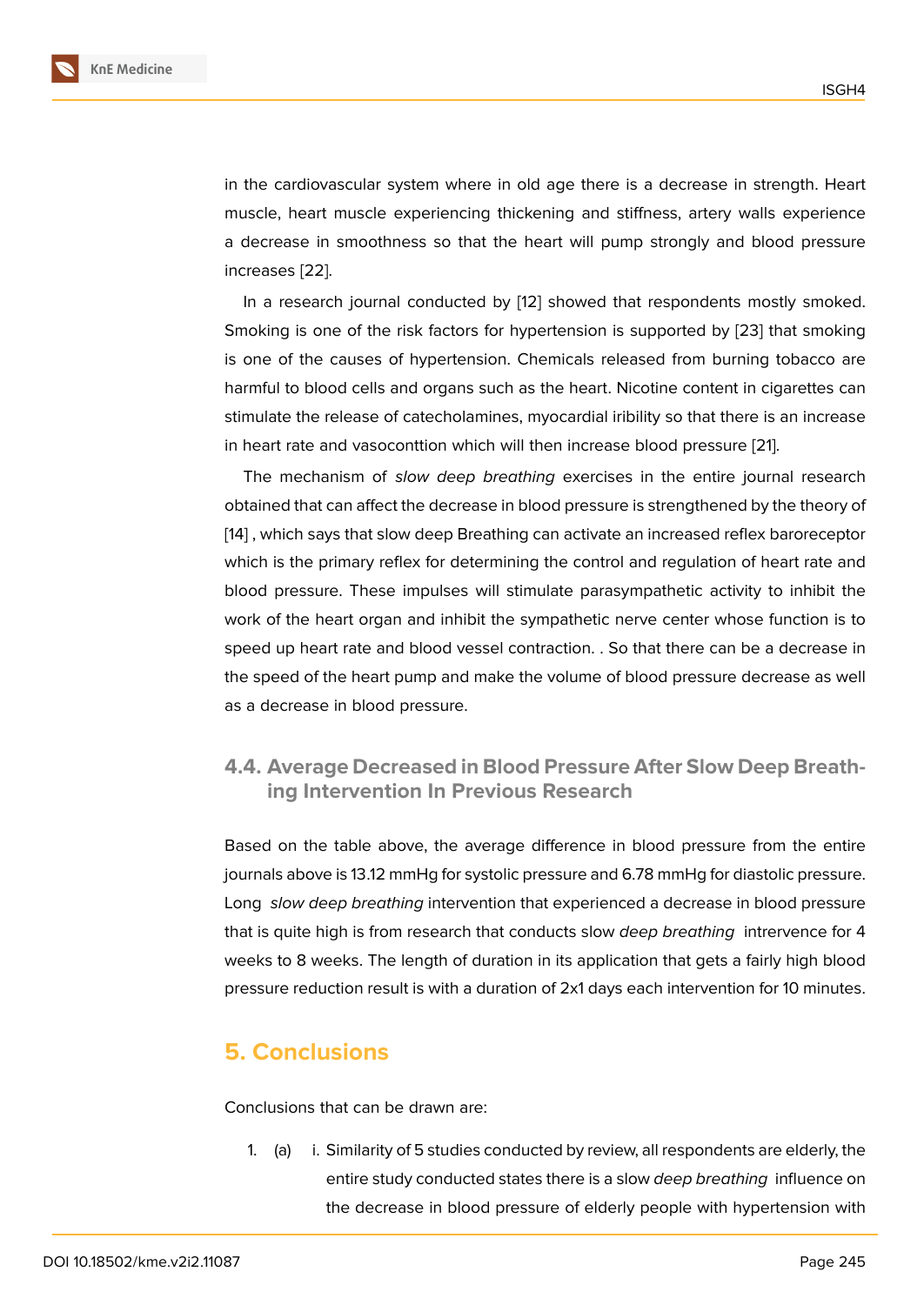in the cardiovascular system where in old age there is a decrease in strength. Heart muscle, heart muscle experiencing thickening and stiffness, artery walls experience a decrease in smoothness so that the heart will pump strongly and blood pressure increases [22].

In a research journal conducted by [12] showed that respondents mostly smoked. Smoking is one of the risk factors for hypertension is supported by [23] that smoking is one of the causes of hypertension. Chemicals released from burning tobacco are harmful to blood cells and organs such as the heart. Nicotine content in cigarettes can stimulate the release of catecholamines, myocardial iribility so that there is an increase in heart rate and vasoconttion which will then increase blood pressure [21].

The mechanism of *slow deep breathing* exercises in the entire journal research obtained that can affect the decrease in blood pressure is strengthened by the theory of [14] , which says that slow deep Breathing can activate an increased reflex baroreceptor which is the primary reflex for determining the control and regulation of heart rate and blood pressure. These impulses will stimulate parasympathetic activity to inhibit the work of the heart organ and inhibit the sympathetic nerve center whose function is to speed up heart rate and blood vessel contraction. . So that there can be a decrease in the speed of the heart pump and make the volume of blood pressure decrease as well as a decrease in blood pressure.

### 4.4. Average Decreased in Blood Pressure After Slow Deep Breathing Intervention In Previous Research

Based on the table above, the average difference in blood pressure from the entire journals above is 13.12 mmHg for systolic pressure and 6.78 mmHg for diastolic pressure. Long *slow deep breathing* intervention that experienced a decrease in blood pressure that is quite high is from research that conducts slow *deep breathing* intrervence for 4 weeks to 8 weeks. The length of duration in its application that gets a fairly high blood pressure reduction result is with a duration of 2x1 days each intervention for 10 minutes.

## 5. Conclusions

Conclusions that can be drawn are:

1. (a) i. Similarity of 5 studies conducted by review, all respondents are elderly, the entire study conducted states there is a slow *deep breathing* influence on the decrease in blood pressure of elderly people with hypertension with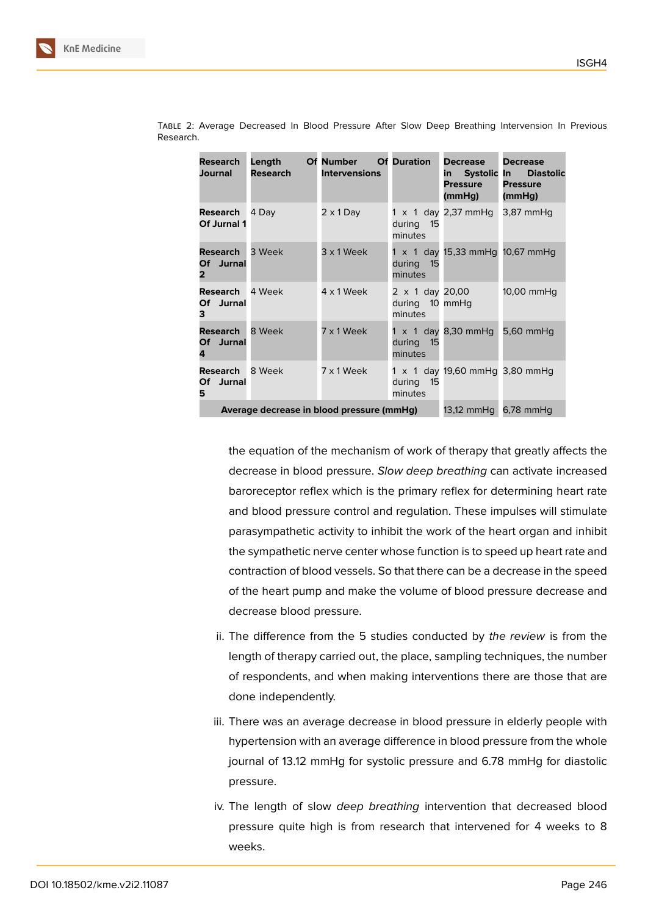Table 2: Average Decreased In Blood Pressure After Slow Deep Breathing Intervension In Previous Research.

| Research Journal | Length Of Research | Number Of Interventions | Duration | Decrease in Systolic Pressure (mmHg) | Decrease In Diastolic Pressure (mmHg) |
|---|---|---|---|---|---|
| Research Of Jurnal 1 | 4 Day | 2 x 1 Day | 1 x 1 day during 15 minutes | 2,37 mmHg | 3,87 mmHg |
| Research Of Jurnal 2 | 3 Week | 3 x 1 Week | 1 x 1 day during 15 minutes | 15,33 mmHg | 10,67 mmHg |
| Research Of Jurnal 3 | 4 Week | 4 x 1 Week | 2 x 1 day during 10 minutes | 20,00 mmHg | 10,00 mmHg |
| Research Of Jurnal 4 | 8 Week | 7 x 1 Week | 1 x 1 day during 15 minutes | 8,30 mmHg | 5,60 mmHg |
| Research Of Jurnal 5 | 8 Week | 7 x 1 Week | 1 x 1 day during 15 minutes | 19,60 mmHg | 3,80 mmHg |
| **Average decrease in blood pressure (mmHg)** | | | | 13,12 mmHg | 6,78 mmHg |

the equation of the mechanism of work of therapy that greatly affects the decrease in blood pressure. *Slow deep breathing* can activate increased baroreceptor reflex which is the primary reflex for determining heart rate and blood pressure control and regulation. These impulses will stimulate parasympathetic activity to inhibit the work of the heart organ and inhibit the sympathetic nerve center whose function is to speed up heart rate and contraction of blood vessels. So that there can be a decrease in the speed of the heart pump and make the volume of blood pressure decrease and decrease blood pressure.

ii. The difference from the 5 studies conducted by *the review* is from the length of therapy carried out, the place, sampling techniques, the number of respondents, and when making interventions there are those that are done independently.

iii. There was an average decrease in blood pressure in elderly people with hypertension with an average difference in blood pressure from the whole journal of 13.12 mmHg for systolic pressure and 6.78 mmHg for diastolic pressure.

iv. The length of slow *deep breathing* intervention that decreased blood pressure quite high is from research that intervened for 4 weeks to 8 weeks.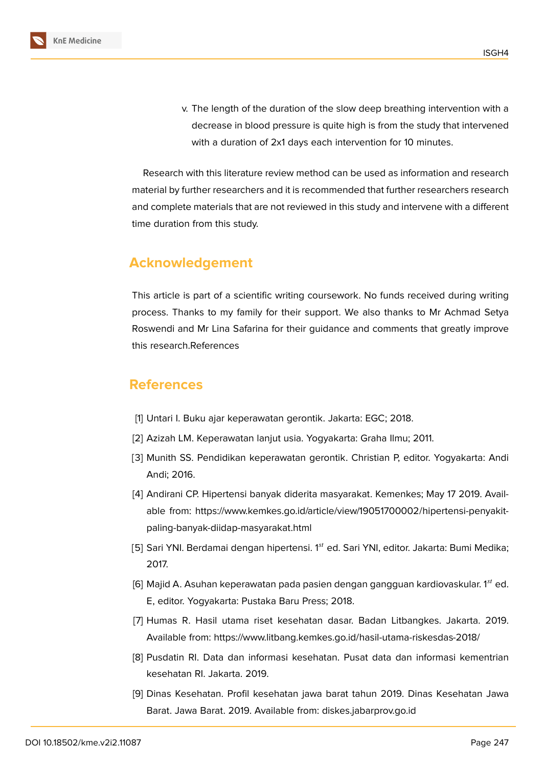v. The length of the duration of the slow deep breathing intervention with a decrease in blood pressure is quite high is from the study that intervened with a duration of 2x1 days each intervention for 10 minutes.

Research with this literature review method can be used as information and research material by further researchers and it is recommended that further researchers research and complete materials that are not reviewed in this study and intervene with a different time duration from this study.

## Acknowledgement

This article is part of a scientific writing coursework. No funds received during writing process. Thanks to my family for their support. We also thanks to Mr Achmad Setya Roswendi and Mr Lina Safarina for their guidance and comments that greatly improve this research.References

## References

[1] Untari I. Buku ajar keperawatan gerontik. Jakarta: EGC; 2018.

[2] Azizah LM. Keperawatan lanjut usia. Yogyakarta: Graha Ilmu; 2011.

[3] Munith SS. Pendidikan keperawatan gerontik. Christian P, editor. Yogyakarta: Andi Andi; 2016.

[4] Andirani CP. Hipertensi banyak diderita masyarakat. Kemenkes; May 17 2019. Available from: https://www.kemkes.go.id/article/view/19051700002/hipertensi-penyakit-paling-banyak-diidap-masyarakat.html

[5] Sari YNI. Berdamai dengan hipertensi. 1st ed. Sari YNI, editor. Jakarta: Bumi Medika; 2017.

[6] Majid A. Asuhan keperawatan pada pasien dengan gangguan kardiovaskular. 1st ed. E, editor. Yogyakarta: Pustaka Baru Press; 2018.

[7] Humas R. Hasil utama riset kesehatan dasar. Badan Litbangkes. Jakarta. 2019. Available from: https://www.litbang.kemkes.go.id/hasil-utama-riskesdas-2018/

[8] Pusdatin RI. Data dan informasi kesehatan. Pusat data dan informasi kementrian kesehatan RI. Jakarta. 2019.

[9] Dinas Kesehatan. Profil kesehatan jawa barat tahun 2019. Dinas Kesehatan Jawa Barat. Jawa Barat. 2019. Available from: diskes.jabarprov.go.id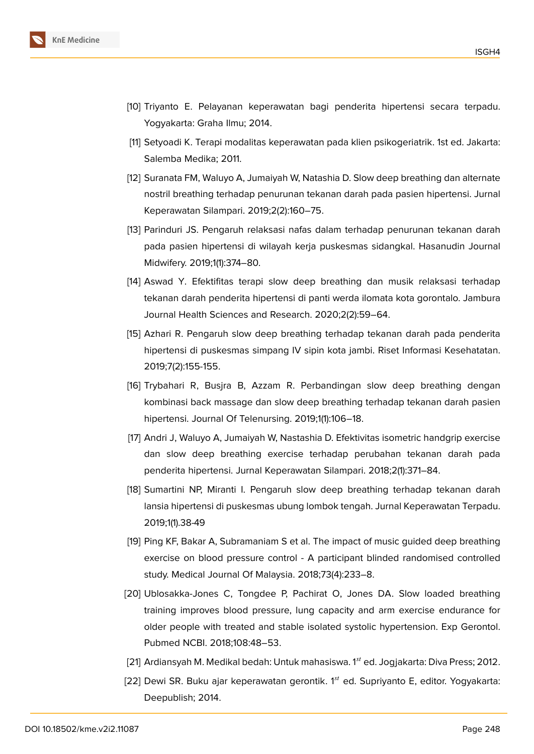[10] Triyanto E. Pelayanan keperawatan bagi penderita hipertensi secara terpadu. Yogyakarta: Graha Ilmu; 2014.

[11] Setyoadi K. Terapi modalitas keperawatan pada klien psikogeriatrik. 1st ed. Jakarta: Salemba Medika; 2011.

[12] Suranata FM, Waluyo A, Jumaiyah W, Natashia D. Slow deep breathing dan alternate nostril breathing terhadap penurunan tekanan darah pada pasien hipertensi. Jurnal Keperawatan Silampari. 2019;2(2):160–75.

[13] Parinduri JS. Pengaruh relaksasi nafas dalam terhadap penurunan tekanan darah pada pasien hipertensi di wilayah kerja puskesmas sidangkal. Hasanudin Journal Midwifery. 2019;1(1):374–80.

[14] Aswad Y. Efektifitas terapi slow deep breathing dan musik relaksasi terhadap tekanan darah penderita hipertensi di panti werda ilomata kota gorontalo. Jambura Journal Health Sciences and Research. 2020;2(2):59–64.

[15] Azhari R. Pengaruh slow deep breathing terhadap tekanan darah pada penderita hipertensi di puskesmas simpang IV sipin kota jambi. Riset Informasi Kesehatatan. 2019;7(2):155-155.

[16] Trybahari R, Busjra B, Azzam R. Perbandingan slow deep breathing dengan kombinasi back massage dan slow deep breathing terhadap tekanan darah pasien hipertensi. Journal Of Telenursing. 2019;1(1):106–18.

[17] Andri J, Waluyo A, Jumaiyah W, Nastashia D. Efektivitas isometric handgrip exercise dan slow deep breathing exercise terhadap perubahan tekanan darah pada penderita hipertensi. Jurnal Keperawatan Silampari. 2018;2(1):371–84.

[18] Sumartini NP, Miranti I. Pengaruh slow deep breathing terhadap tekanan darah lansia hipertensi di puskesmas ubung lombok tengah. Jurnal Keperawatan Terpadu. 2019;1(1).38-49

[19] Ping KF, Bakar A, Subramaniam S et al. The impact of music guided deep breathing exercise on blood pressure control - A participant blinded randomised controlled study. Medical Journal Of Malaysia. 2018;73(4):233–8.

[20] Ublosakka-Jones C, Tongdee P, Pachirat O, Jones DA. Slow loaded breathing training improves blood pressure, lung capacity and arm exercise endurance for older people with treated and stable isolated systolic hypertension. Exp Gerontol. Pubmed NCBI. 2018;108:48–53.

[21] Ardiansyah M. Medikal bedah: Untuk mahasiswa. 1st ed. Jogjakarta: Diva Press; 2012.

[22] Dewi SR. Buku ajar keperawatan gerontik. 1st ed. Supriyanto E, editor. Yogyakarta: Deepublish; 2014.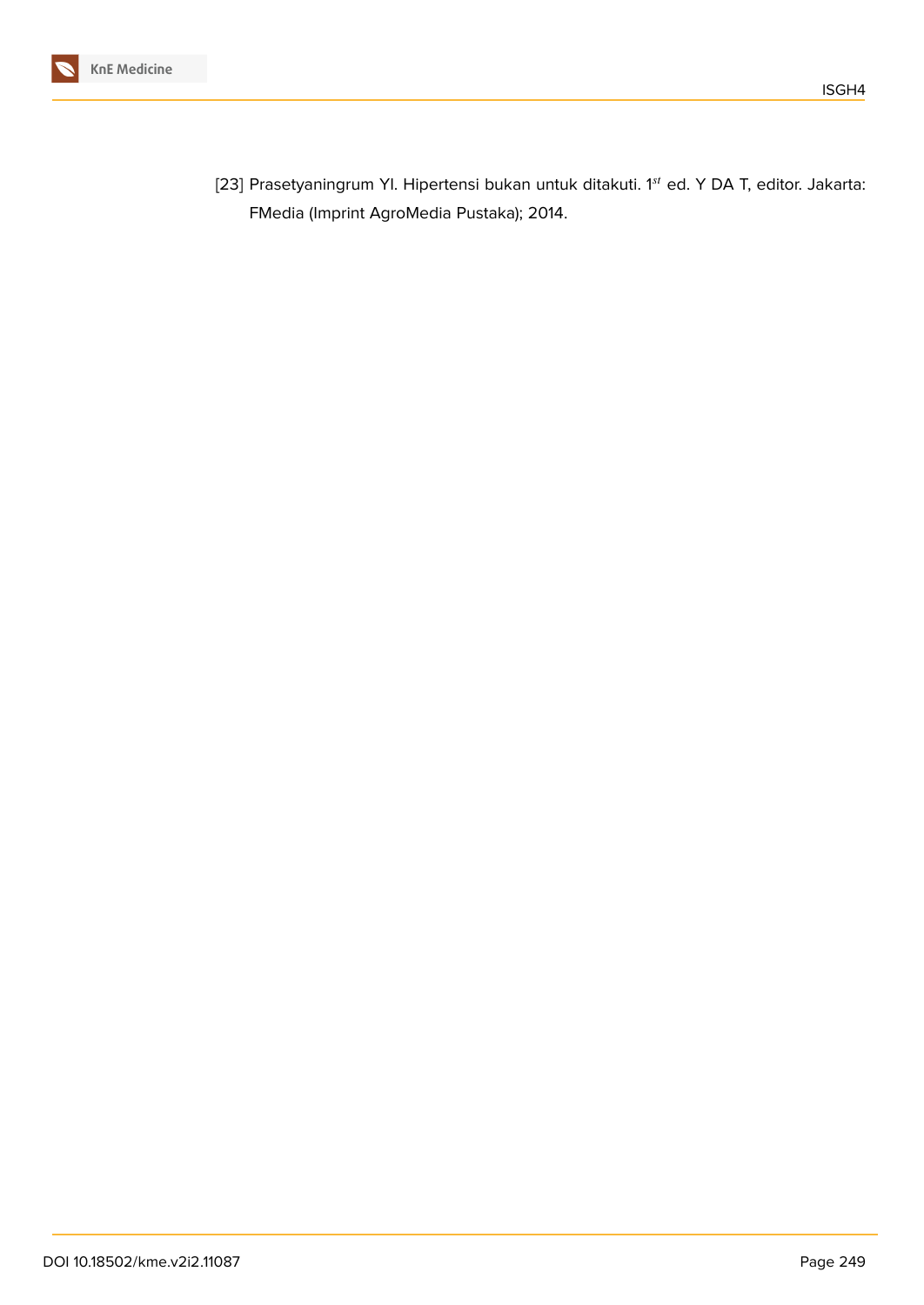[23] Prasetyaningrum YI. Hipertensi bukan untuk ditakuti. 1st ed. Y DA T, editor. Jakarta: FMedia (Imprint AgroMedia Pustaka); 2014.